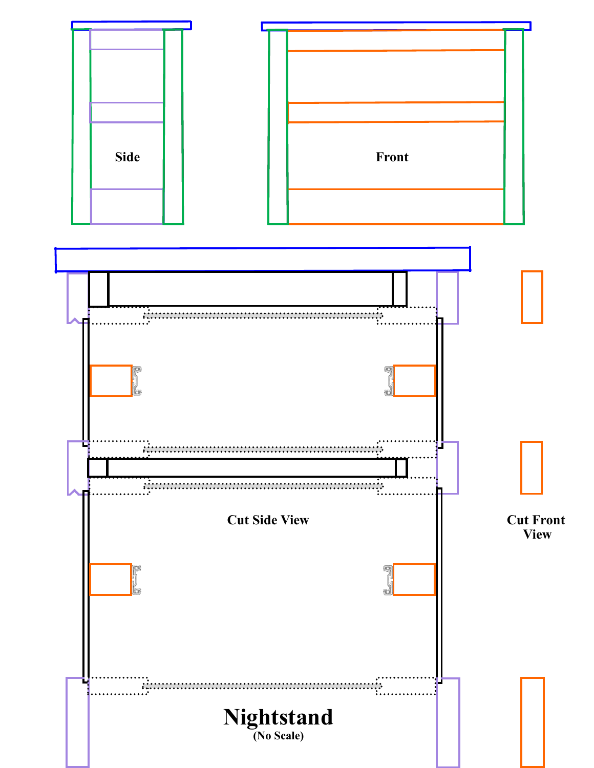Side

Front

Cut Side View

Cut Front View

# Nightstand

(No Scale)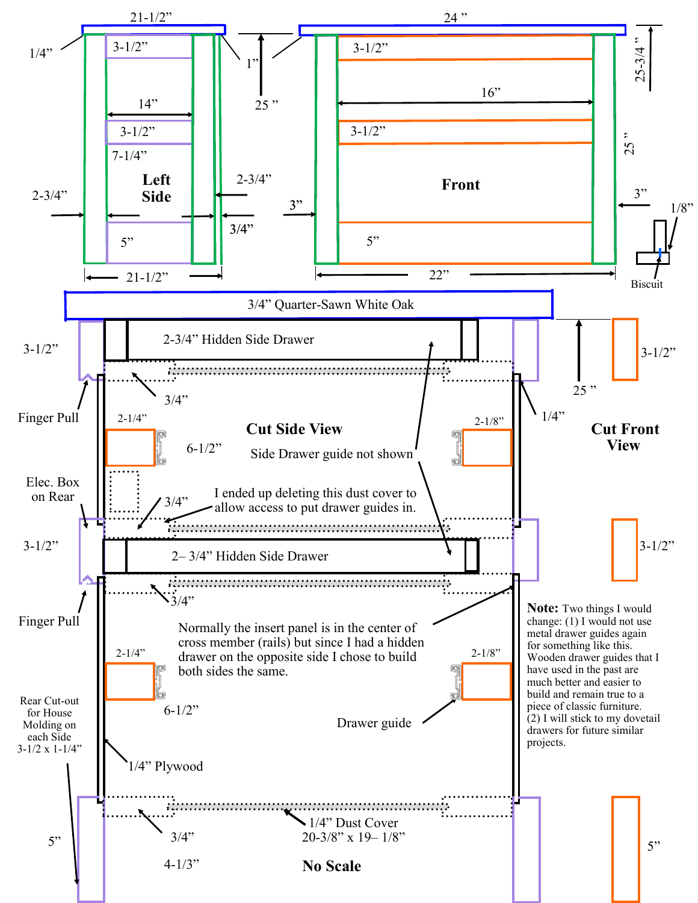21-1/2”

1/4”

3-1/2”

1”

14”

3-1/2”

7-1/4”

**Left Side**

2-3/4”

2-3/4”

3/4”

5”

21-1/2”

24 ”

25-3/4 ”

3-1/2”

25 ”

16”

3-1/2”

**Front**

25 ”

3”

3”

5”

22”

1/8”

Biscuit

3/4” Quarter-Sawn White Oak

3-1/2”

2-3/4” Hidden Side Drawer

25 ”

3-1/2”

Finger Pull

3/4”

1/4”

2-1/4”

**Cut Side View**

2-1/8”

**Cut Front View**

6-1/2”

Side Drawer guide not shown

Elec. Box on Rear

3/4”

I ended up deleting this dust cover to allow access to put drawer guides in.

3-1/2”

2– 3/4” Hidden Side Drawer

3-1/2”

Finger Pull

3/4”

Normally the insert panel is in the center of cross member (rails) but since I had a hidden drawer on the opposite side I chose to build both sides the same.

**Note:** Two things I would change: (1) I would not use metal drawer guides again for something like this. Wooden drawer guides that I have used in the past are much better and easier to build and remain true to a piece of classic furniture. (2) I will stick to my dovetail drawers for future similar projects.

2-1/4”

2-1/8”

6-1/2”

Drawer guide

Rear Cut-out for House Molding on each Side 3-1/2 x 1-1/4”

1/4” Plywood

5”

3/4”

1/4” Dust Cover 20-3/8” x 19– 1/8”

5”

4-1/3”

**No Scale**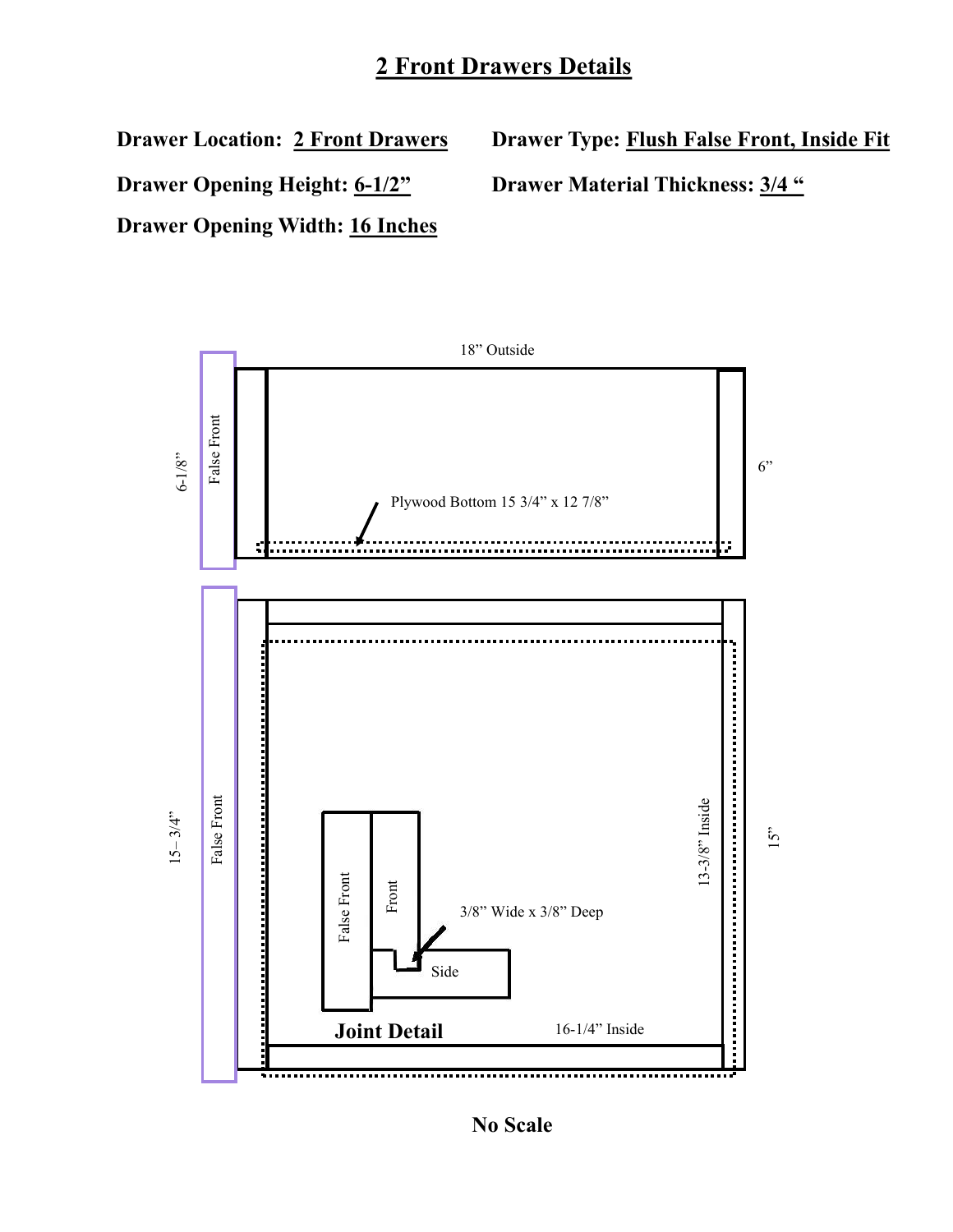# 2 Front Drawers Details

**Drawer Location:** **2 Front Drawers**

**Drawer Type:** **Flush False Front, Inside Fit**

**Drawer Opening Height:** **6-1/2”**

**Drawer Material Thickness:** **3/4 “**

**Drawer Opening Width:** **16 Inches**

18” Outside

6-1/8”

False Front

Plywood Bottom 15 3/4” x 12 7/8”

6”

15– 3/4”

False Front

False Front

Front

3/8” Wide x 3/8” Deep

Side

13-3/8” Inside

15”

**Joint Detail**

16-1/4” Inside

**No Scale**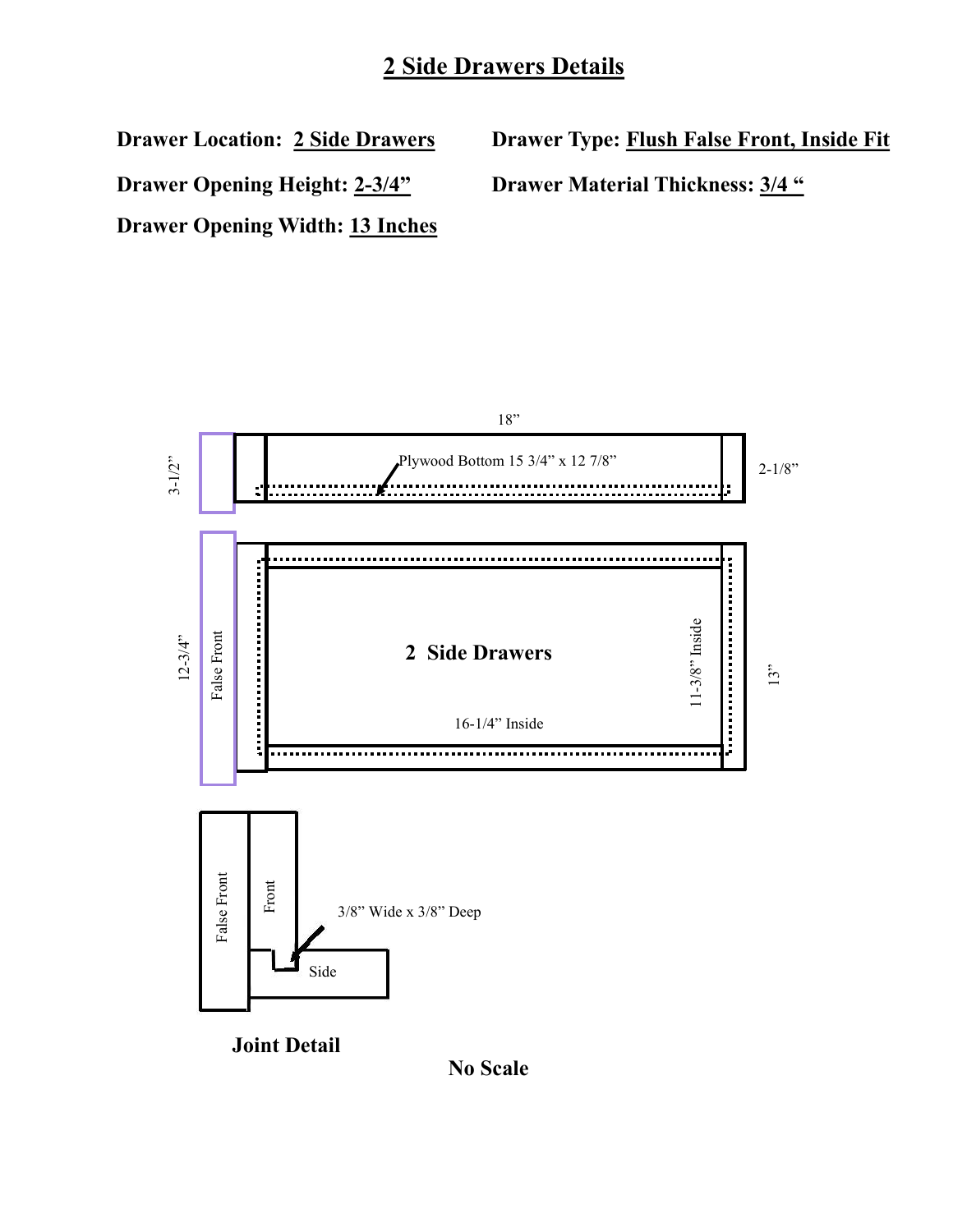# 2 Side Drawers Details

**Drawer Location:** **2 Side Drawers**

**Drawer Type:** **Flush False Front, Inside Fit**

**Drawer Opening Height:** **2-3/4"**

**Drawer Material Thickness:** **3/4 "**

**Drawer Opening Width:** **13 Inches**

18"

3-1/2"

Plywood Bottom 15 3/4" x 12 7/8"

2-1/8"

12-3/4"

False Front

2 Side Drawers

11-3/8" Inside

13"

16-1/4" Inside

False Front

Front

3/8" Wide x 3/8" Deep

Side

**Joint Detail**

**No Scale**